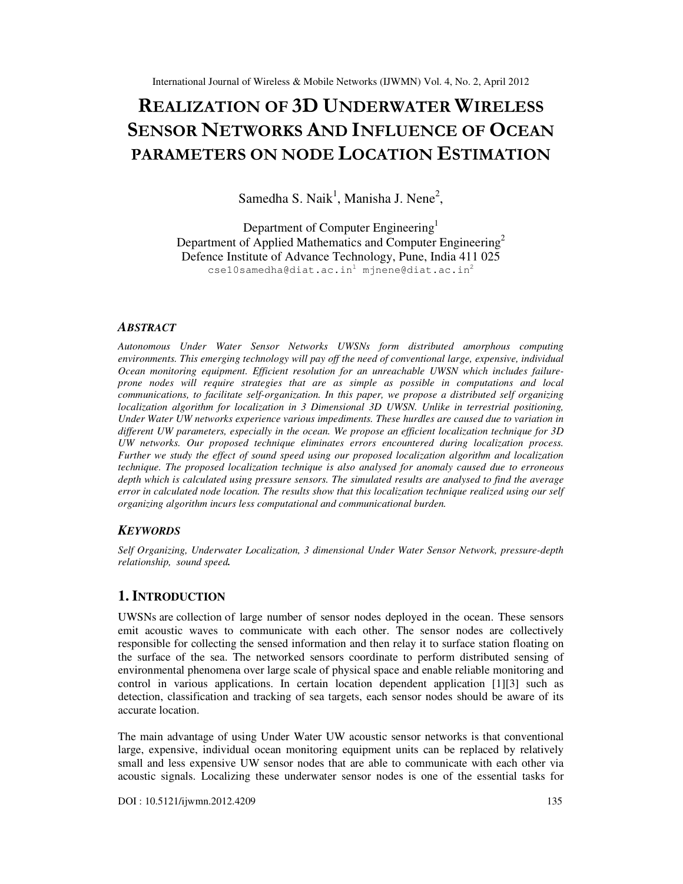# REALIZATION OF 3D UNDERWATER WIRELESS SENSOR NETWORKS AND INFLUENCE OF OCEAN PARAMETERS ON NODE LOCATION ESTIMATION

Samedha S. Naik[1], Manisha J. Nene[2],

Department of Computer Engineering[1]
Department of Applied Mathematics and Computer Engineering[2]
Defence Institute of Advance Technology, Pune, India 411 025
cse10samedha@diat.ac.in[1] mjnene@diat.ac.in[2]

## *ABSTRACT*

*Autonomous Under Water Sensor Networks UWSNs form distributed amorphous computing environments. This emerging technology will pay off the need of conventional large, expensive, individual Ocean monitoring equipment. Efficient resolution for an unreachable UWSN which includes failure-prone nodes will require strategies that are as simple as possible in computations and local communications, to facilitate self-organization. In this paper, we propose a distributed self organizing localization algorithm for localization in 3 Dimensional 3D UWSN. Unlike in terrestrial positioning, Under Water UW networks experience various impediments. These hurdles are caused due to variation in different UW parameters, especially in the ocean. We propose an efficient localization technique for 3D UW networks. Our proposed technique eliminates errors encountered during localization process. Further we study the effect of sound speed using our proposed localization algorithm and localization technique. The proposed localization technique is also analysed for anomaly caused due to erroneous depth which is calculated using pressure sensors. The simulated results are analysed to find the average error in calculated node location. The results show that this localization technique realized using our self organizing algorithm incurs less computational and communicational burden.*

## *KEYWORDS*

*Self Organizing, Underwater Localization, 3 dimensional Under Water Sensor Network, pressure-depth relationship, sound speed.*

## 1. INTRODUCTION

UWSNs are collection of large number of sensor nodes deployed in the ocean. These sensors emit acoustic waves to communicate with each other. The sensor nodes are collectively responsible for collecting the sensed information and then relay it to surface station floating on the surface of the sea. The networked sensors coordinate to perform distributed sensing of environmental phenomena over large scale of physical space and enable reliable monitoring and control in various applications. In certain location dependent application [1][3] such as detection, classification and tracking of sea targets, each sensor nodes should be aware of its accurate location.

The main advantage of using Under Water UW acoustic sensor networks is that conventional large, expensive, individual ocean monitoring equipment units can be replaced by relatively small and less expensive UW sensor nodes that are able to communicate with each other via acoustic signals. Localizing these underwater sensor nodes is one of the essential tasks for

DOI : 10.5121/ijwmn.2012.4209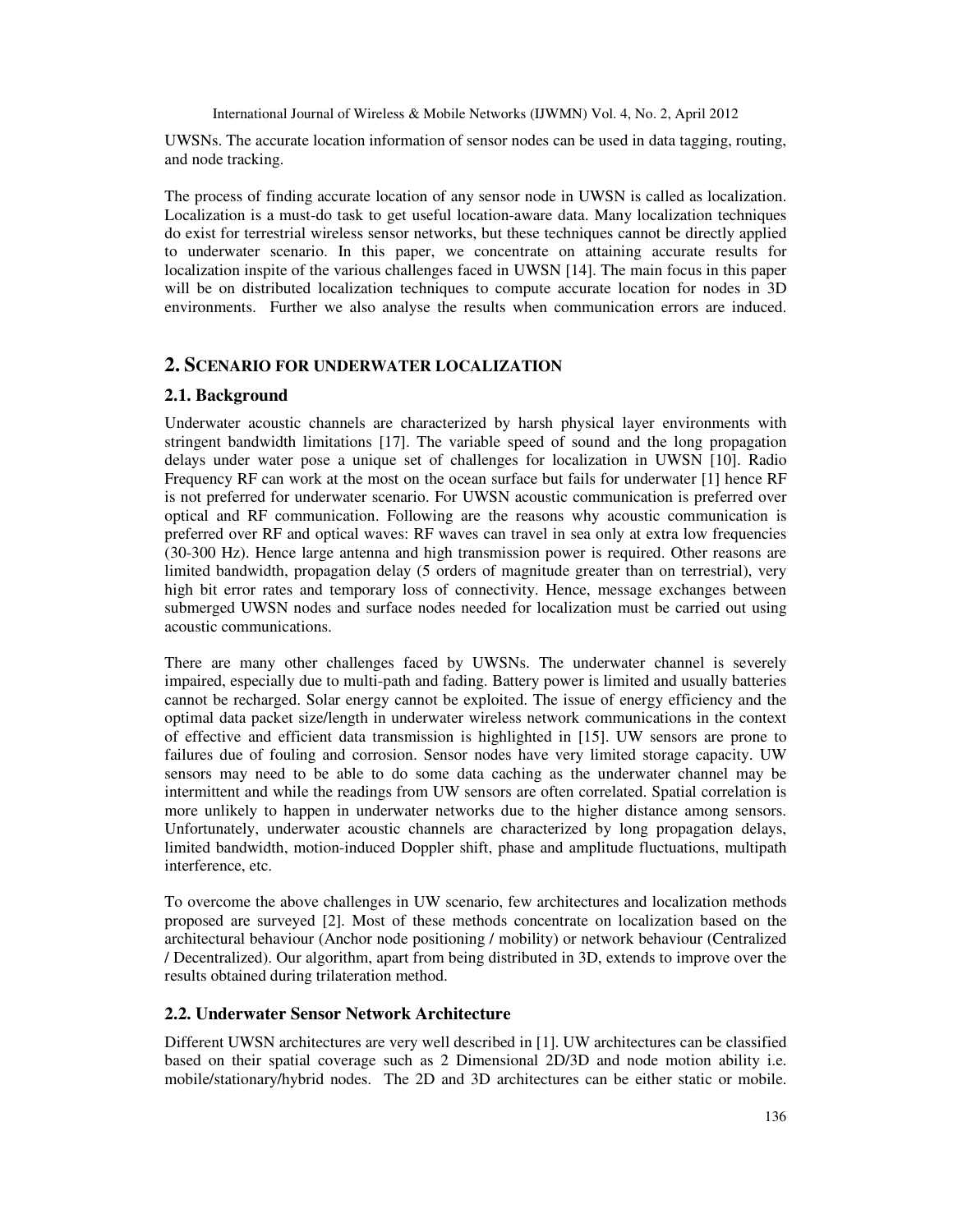UWSNs. The accurate location information of sensor nodes can be used in data tagging, routing, and node tracking.

The process of finding accurate location of any sensor node in UWSN is called as localization. Localization is a must-do task to get useful location-aware data. Many localization techniques do exist for terrestrial wireless sensor networks, but these techniques cannot be directly applied to underwater scenario. In this paper, we concentrate on attaining accurate results for localization inspite of the various challenges faced in UWSN [14]. The main focus in this paper will be on distributed localization techniques to compute accurate location for nodes in 3D environments. Further we also analyse the results when communication errors are induced.

## 2. SCENARIO FOR UNDERWATER LOCALIZATION

### 2.1. Background

Underwater acoustic channels are characterized by harsh physical layer environments with stringent bandwidth limitations [17]. The variable speed of sound and the long propagation delays under water pose a unique set of challenges for localization in UWSN [10]. Radio Frequency RF can work at the most on the ocean surface but fails for underwater [1] hence RF is not preferred for underwater scenario. For UWSN acoustic communication is preferred over optical and RF communication. Following are the reasons why acoustic communication is preferred over RF and optical waves: RF waves can travel in sea only at extra low frequencies (30-300 Hz). Hence large antenna and high transmission power is required. Other reasons are limited bandwidth, propagation delay (5 orders of magnitude greater than on terrestrial), very high bit error rates and temporary loss of connectivity. Hence, message exchanges between submerged UWSN nodes and surface nodes needed for localization must be carried out using acoustic communications.

There are many other challenges faced by UWSNs. The underwater channel is severely impaired, especially due to multi-path and fading. Battery power is limited and usually batteries cannot be recharged. Solar energy cannot be exploited. The issue of energy efficiency and the optimal data packet size/length in underwater wireless network communications in the context of effective and efficient data transmission is highlighted in [15]. UW sensors are prone to failures due of fouling and corrosion. Sensor nodes have very limited storage capacity. UW sensors may need to be able to do some data caching as the underwater channel may be intermittent and while the readings from UW sensors are often correlated. Spatial correlation is more unlikely to happen in underwater networks due to the higher distance among sensors. Unfortunately, underwater acoustic channels are characterized by long propagation delays, limited bandwidth, motion-induced Doppler shift, phase and amplitude fluctuations, multipath interference, etc.

To overcome the above challenges in UW scenario, few architectures and localization methods proposed are surveyed [2]. Most of these methods concentrate on localization based on the architectural behaviour (Anchor node positioning / mobility) or network behaviour (Centralized / Decentralized). Our algorithm, apart from being distributed in 3D, extends to improve over the results obtained during trilateration method.

### 2.2. Underwater Sensor Network Architecture

Different UWSN architectures are very well described in [1]. UW architectures can be classified based on their spatial coverage such as 2 Dimensional 2D/3D and node motion ability i.e. mobile/stationary/hybrid nodes. The 2D and 3D architectures can be either static or mobile.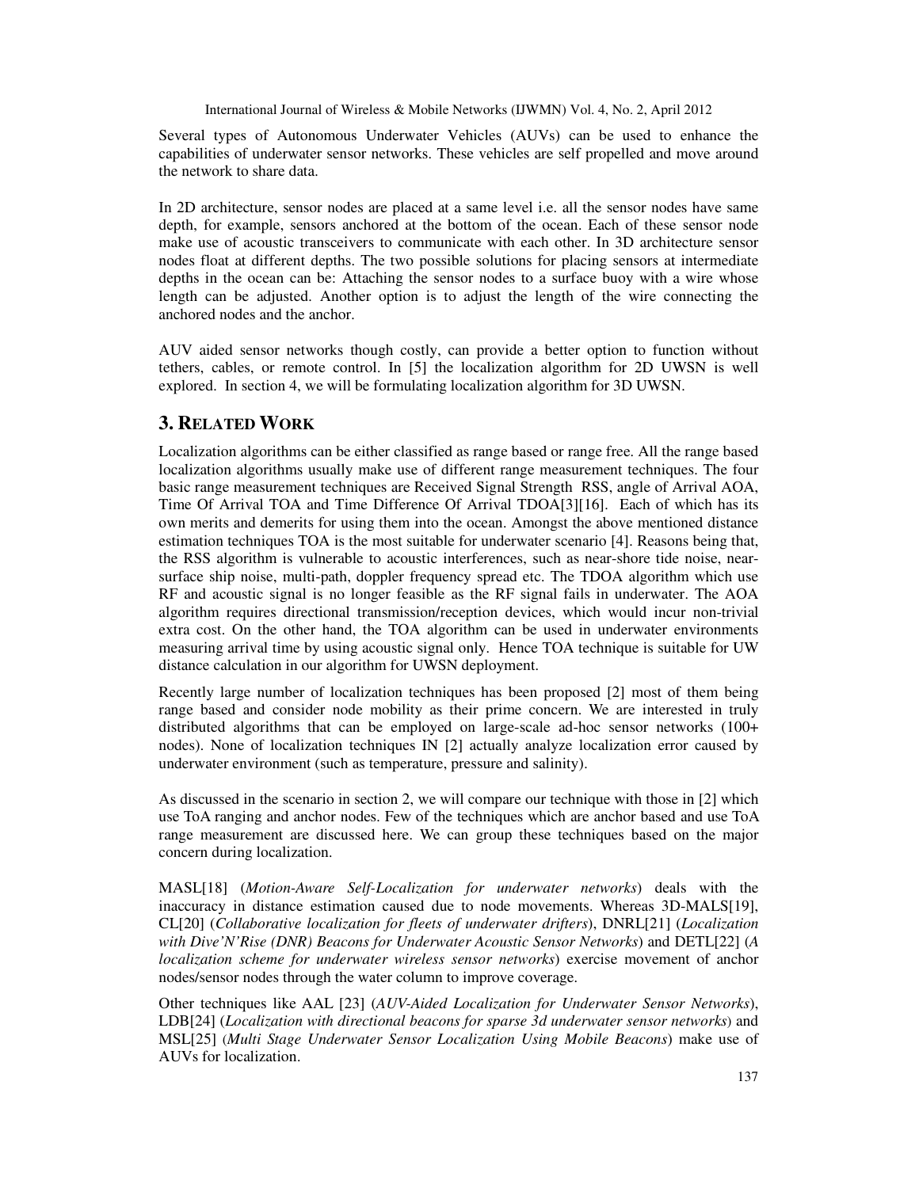Several types of Autonomous Underwater Vehicles (AUVs) can be used to enhance the capabilities of underwater sensor networks. These vehicles are self propelled and move around the network to share data.

In 2D architecture, sensor nodes are placed at a same level i.e. all the sensor nodes have same depth, for example, sensors anchored at the bottom of the ocean. Each of these sensor node make use of acoustic transceivers to communicate with each other. In 3D architecture sensor nodes float at different depths. The two possible solutions for placing sensors at intermediate depths in the ocean can be: Attaching the sensor nodes to a surface buoy with a wire whose length can be adjusted. Another option is to adjust the length of the wire connecting the anchored nodes and the anchor.

AUV aided sensor networks though costly, can provide a better option to function without tethers, cables, or remote control. In [5] the localization algorithm for 2D UWSN is well explored. In section 4, we will be formulating localization algorithm for 3D UWSN.

## 3. RELATED WORK

Localization algorithms can be either classified as range based or range free. All the range based localization algorithms usually make use of different range measurement techniques. The four basic range measurement techniques are Received Signal Strength RSS, angle of Arrival AOA, Time Of Arrival TOA and Time Difference Of Arrival TDOA[3][16]. Each of which has its own merits and demerits for using them into the ocean. Amongst the above mentioned distance estimation techniques TOA is the most suitable for underwater scenario [4]. Reasons being that, the RSS algorithm is vulnerable to acoustic interferences, such as near-shore tide noise, near-surface ship noise, multi-path, doppler frequency spread etc. The TDOA algorithm which use RF and acoustic signal is no longer feasible as the RF signal fails in underwater. The AOA algorithm requires directional transmission/reception devices, which would incur non-trivial extra cost. On the other hand, the TOA algorithm can be used in underwater environments measuring arrival time by using acoustic signal only. Hence TOA technique is suitable for UW distance calculation in our algorithm for UWSN deployment.

Recently large number of localization techniques has been proposed [2] most of them being range based and consider node mobility as their prime concern. We are interested in truly distributed algorithms that can be employed on large-scale ad-hoc sensor networks (100+ nodes). None of localization techniques IN [2] actually analyze localization error caused by underwater environment (such as temperature, pressure and salinity).

As discussed in the scenario in section 2, we will compare our technique with those in [2] which use ToA ranging and anchor nodes. Few of the techniques which are anchor based and use ToA range measurement are discussed here. We can group these techniques based on the major concern during localization.

MASL[18] (*Motion-Aware Self-Localization for underwater networks*) deals with the inaccuracy in distance estimation caused due to node movements. Whereas 3D-MALS[19], CL[20] (*Collaborative localization for fleets of underwater drifters*), DNRL[21] (*Localization with Dive'N'Rise (DNR) Beacons for Underwater Acoustic Sensor Networks*) and DETL[22] (*A localization scheme for underwater wireless sensor networks*) exercise movement of anchor nodes/sensor nodes through the water column to improve coverage.

Other techniques like AAL [23] (*AUV-Aided Localization for Underwater Sensor Networks*), LDB[24] (*Localization with directional beacons for sparse 3d underwater sensor networks*) and MSL[25] (*Multi Stage Underwater Sensor Localization Using Mobile Beacons*) make use of AUVs for localization.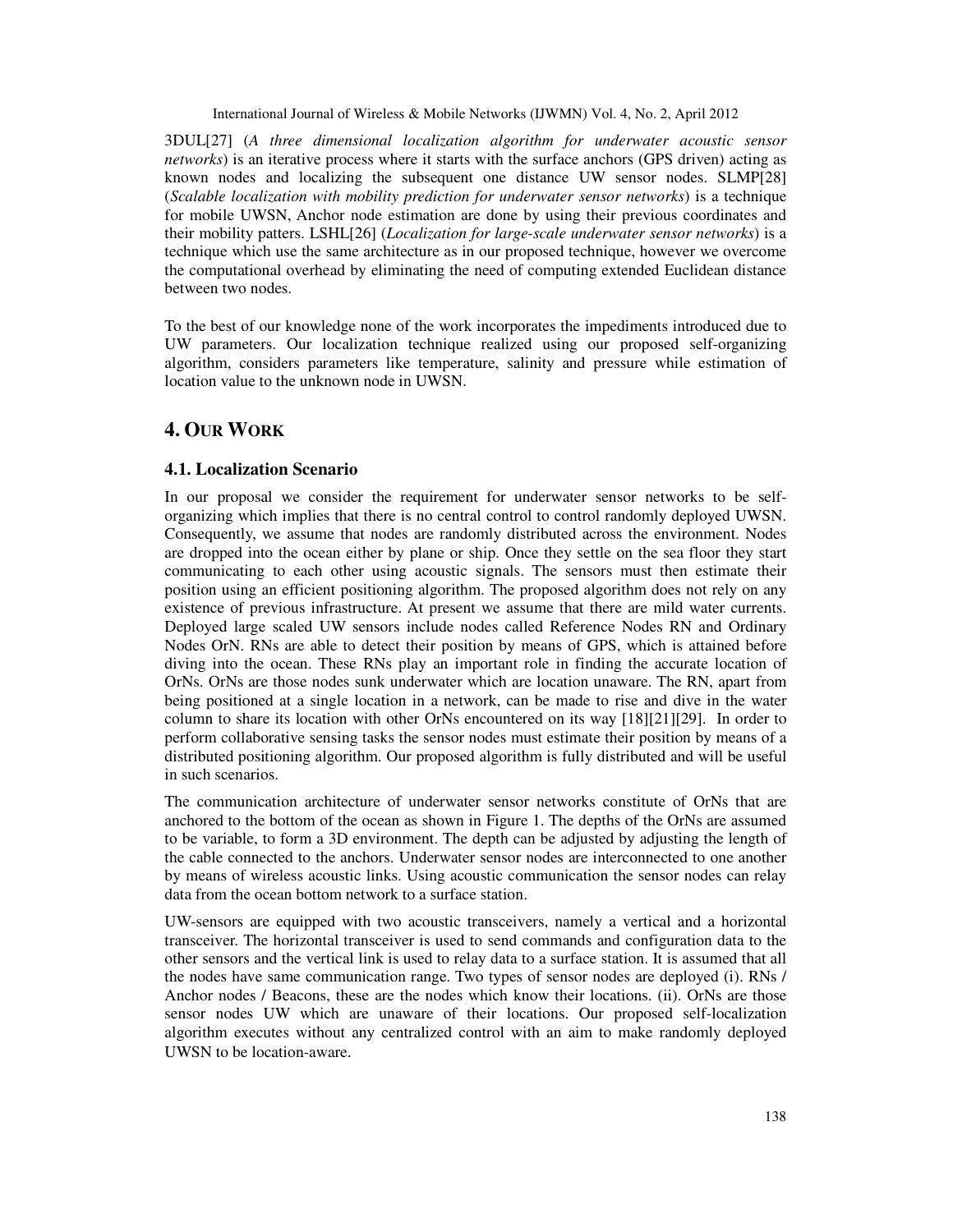3DUL[27] (*A three dimensional localization algorithm for underwater acoustic sensor networks*) is an iterative process where it starts with the surface anchors (GPS driven) acting as known nodes and localizing the subsequent one distance UW sensor nodes. SLMP[28] (*Scalable localization with mobility prediction for underwater sensor networks*) is a technique for mobile UWSN, Anchor node estimation are done by using their previous coordinates and their mobility patters. LSHL[26] (*Localization for large-scale underwater sensor networks*) is a technique which use the same architecture as in our proposed technique, however we overcome the computational overhead by eliminating the need of computing extended Euclidean distance between two nodes.

To the best of our knowledge none of the work incorporates the impediments introduced due to UW parameters. Our localization technique realized using our proposed self-organizing algorithm, considers parameters like temperature, salinity and pressure while estimation of location value to the unknown node in UWSN.

## 4. OUR WORK

### 4.1. Localization Scenario

In our proposal we consider the requirement for underwater sensor networks to be self-organizing which implies that there is no central control to control randomly deployed UWSN. Consequently, we assume that nodes are randomly distributed across the environment. Nodes are dropped into the ocean either by plane or ship. Once they settle on the sea floor they start communicating to each other using acoustic signals. The sensors must then estimate their position using an efficient positioning algorithm. The proposed algorithm does not rely on any existence of previous infrastructure. At present we assume that there are mild water currents. Deployed large scaled UW sensors include nodes called Reference Nodes RN and Ordinary Nodes OrN. RNs are able to detect their position by means of GPS, which is attained before diving into the ocean. These RNs play an important role in finding the accurate location of OrNs. OrNs are those nodes sunk underwater which are location unaware. The RN, apart from being positioned at a single location in a network, can be made to rise and dive in the water column to share its location with other OrNs encountered on its way [18][21][29]. In order to perform collaborative sensing tasks the sensor nodes must estimate their position by means of a distributed positioning algorithm. Our proposed algorithm is fully distributed and will be useful in such scenarios.

The communication architecture of underwater sensor networks constitute of OrNs that are anchored to the bottom of the ocean as shown in Figure 1. The depths of the OrNs are assumed to be variable, to form a 3D environment. The depth can be adjusted by adjusting the length of the cable connected to the anchors. Underwater sensor nodes are interconnected to one another by means of wireless acoustic links. Using acoustic communication the sensor nodes can relay data from the ocean bottom network to a surface station.

UW-sensors are equipped with two acoustic transceivers, namely a vertical and a horizontal transceiver. The horizontal transceiver is used to send commands and configuration data to the other sensors and the vertical link is used to relay data to a surface station. It is assumed that all the nodes have same communication range. Two types of sensor nodes are deployed (i). RNs / Anchor nodes / Beacons, these are the nodes which know their locations. (ii). OrNs are those sensor nodes UW which are unaware of their locations. Our proposed self-localization algorithm executes without any centralized control with an aim to make randomly deployed UWSN to be location-aware.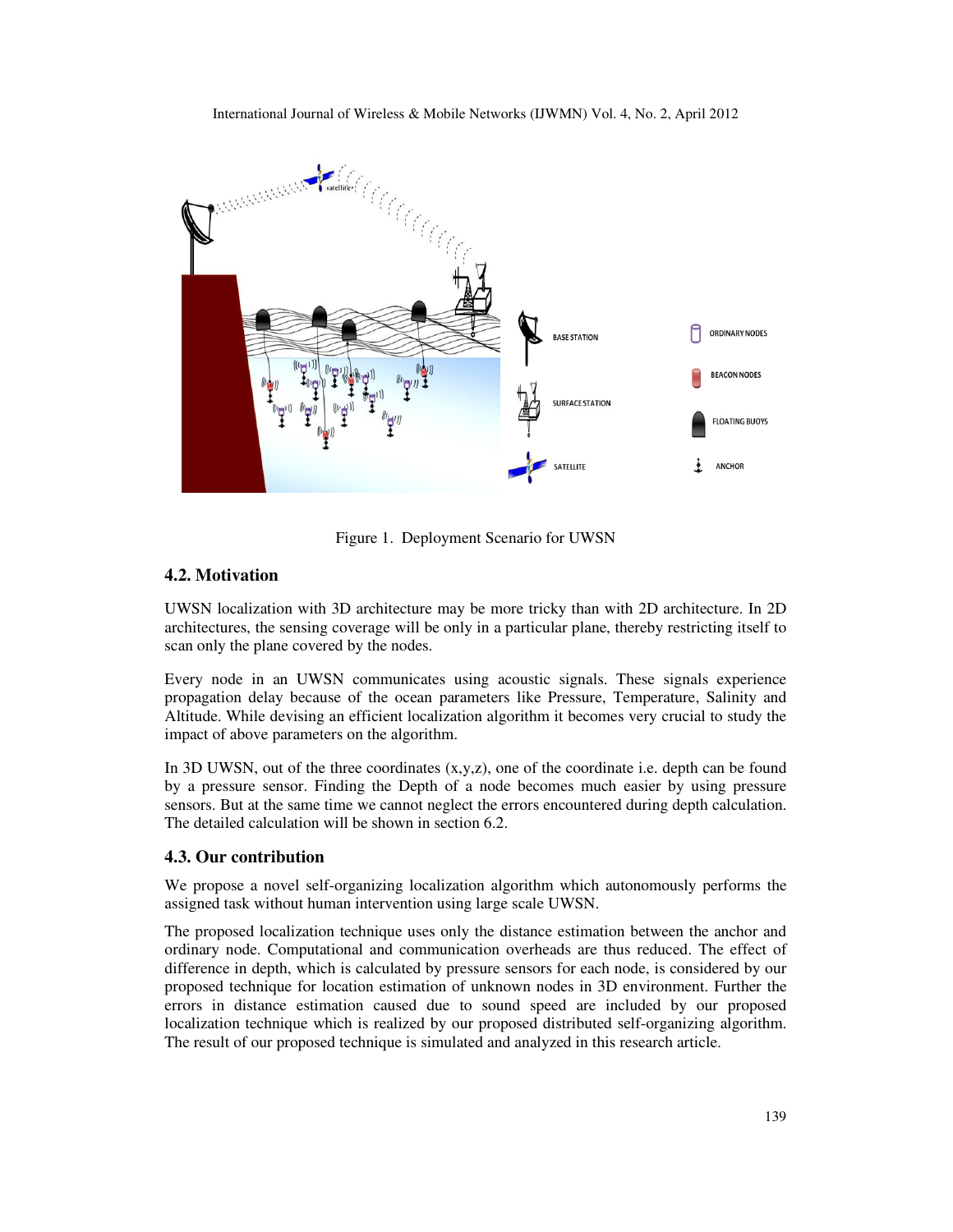Figure 1. Deployment Scenario for UWSN

### 4.2. Motivation

UWSN localization with 3D architecture may be more tricky than with 2D architecture. In 2D architectures, the sensing coverage will be only in a particular plane, thereby restricting itself to scan only the plane covered by the nodes.

Every node in an UWSN communicates using acoustic signals. These signals experience propagation delay because of the ocean parameters like Pressure, Temperature, Salinity and Altitude. While devising an efficient localization algorithm it becomes very crucial to study the impact of above parameters on the algorithm.

In 3D UWSN, out of the three coordinates (x,y,z), one of the coordinate i.e. depth can be found by a pressure sensor. Finding the Depth of a node becomes much easier by using pressure sensors. But at the same time we cannot neglect the errors encountered during depth calculation. The detailed calculation will be shown in section 6.2.

### 4.3. Our contribution

We propose a novel self-organizing localization algorithm which autonomously performs the assigned task without human intervention using large scale UWSN.

The proposed localization technique uses only the distance estimation between the anchor and ordinary node. Computational and communication overheads are thus reduced. The effect of difference in depth, which is calculated by pressure sensors for each node, is considered by our proposed technique for location estimation of unknown nodes in 3D environment. Further the errors in distance estimation caused due to sound speed are included by our proposed localization technique which is realized by our proposed distributed self-organizing algorithm. The result of our proposed technique is simulated and analyzed in this research article.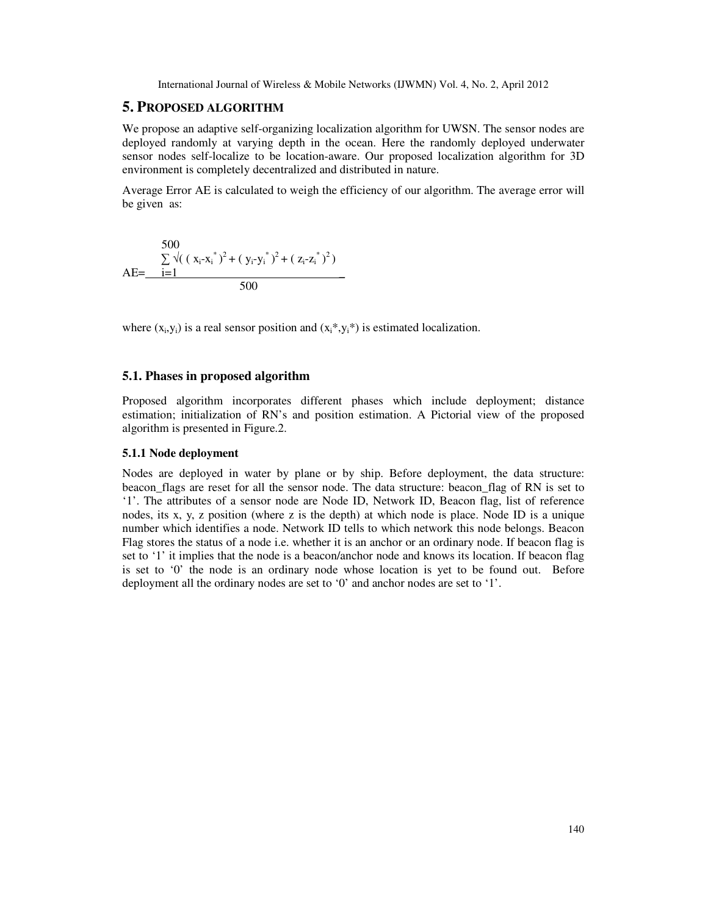## 5. PROPOSED ALGORITHM

We propose an adaptive self-organizing localization algorithm for UWSN. The sensor nodes are deployed randomly at varying depth in the ocean. Here the randomly deployed underwater sensor nodes self-localize to be location-aware. Our proposed localization algorithm for 3D environment is completely decentralized and distributed in nature.

Average Error AE is calculated to weigh the efficiency of our algorithm. The average error will be given as:

$$AE = \frac{\sum_{i=1}^{500} \sqrt{\left( (x_i - x_i^*)^2 + (y_i - y_i^*)^2 + (z_i - z_i^*)^2 \right)}}{500}$$

where $(x_i, y_i)$ is a real sensor position and $(x_i^*, y_i^*)$ is estimated localization.

### 5.1. Phases in proposed algorithm

Proposed algorithm incorporates different phases which include deployment; distance estimation; initialization of RN's and position estimation. A Pictorial view of the proposed algorithm is presented in Figure.2.

#### 5.1.1 Node deployment

Nodes are deployed in water by plane or by ship. Before deployment, the data structure: beacon_flags are reset for all the sensor node. The data structure: beacon_flag of RN is set to '1'. The attributes of a sensor node are Node ID, Network ID, Beacon flag, list of reference nodes, its x, y, z position (where z is the depth) at which node is place. Node ID is a unique number which identifies a node. Network ID tells to which network this node belongs. Beacon Flag stores the status of a node i.e. whether it is an anchor or an ordinary node. If beacon flag is set to '1' it implies that the node is a beacon/anchor node and knows its location. If beacon flag is set to '0' the node is an ordinary node whose location is yet to be found out. Before deployment all the ordinary nodes are set to '0' and anchor nodes are set to '1'.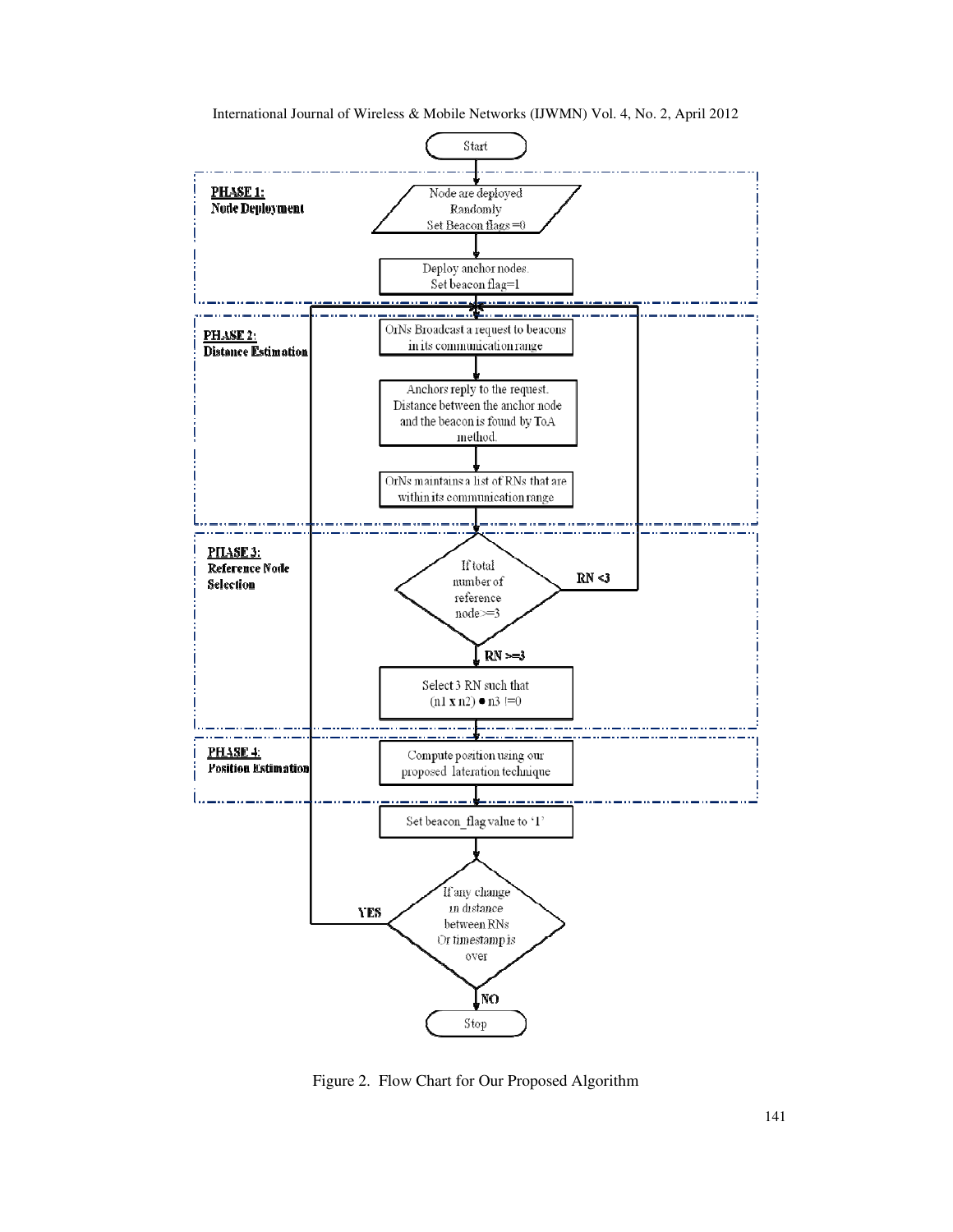Start

**PHASE 1:** **Node Deployment**

Node are deployed Randomly
Set Beacon flags =0

Deploy anchor nodes.
Set beacon flag=1

**PHASE 2:** **Distance Estimation**

OrNs Broadcast a request to beacons in its communication range

Anchors reply to the request. Distance between the anchor node and the beacon is found by ToA method.

OrNs maintains a list of RNs that are within its communication range

**PHASE 3:** **Reference Node Selection**

If total number of reference node >=3

RN <3

RN >=3

Select 3 RN such that
(n1 x n2) ● n3 !=0

**PHASE 4:** **Position Estimation**

Compute position using our proposed lateration technique

Set beacon_flag value to '1'

If any change in distance between RNs Or timestamp is over

YES

NO

Stop

Figure 2. Flow Chart for Our Proposed Algorithm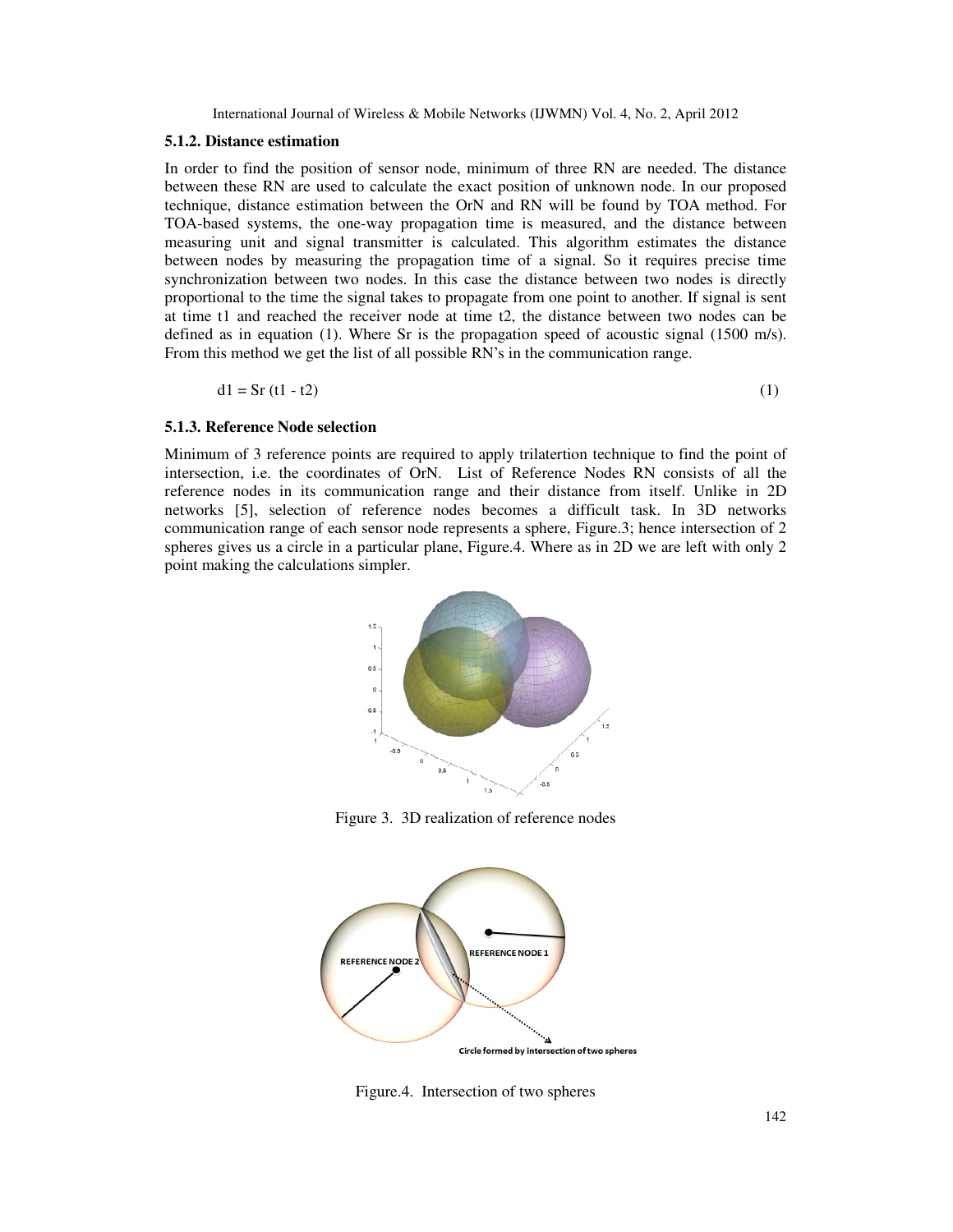### 5.1.2. Distance estimation

In order to find the position of sensor node, minimum of three RN are needed. The distance between these RN are used to calculate the exact position of unknown node. In our proposed technique, distance estimation between the OrN and RN will be found by TOA method. For TOA-based systems, the one-way propagation time is measured, and the distance between measuring unit and signal transmitter is calculated. This algorithm estimates the distance between nodes by measuring the propagation time of a signal. So it requires precise time synchronization between two nodes. In this case the distance between two nodes is directly proportional to the time the signal takes to propagate from one point to another. If signal is sent at time t1 and reached the receiver node at time t2, the distance between two nodes can be defined as in equation (1). Where Sr is the propagation speed of acoustic signal (1500 m/s). From this method we get the list of all possible RN's in the communication range.

$$d1 = Sr\,(t1 - t2) \tag{1}$$

### 5.1.3. Reference Node selection

Minimum of 3 reference points are required to apply trilatertion technique to find the point of intersection, i.e. the coordinates of OrN. List of Reference Nodes RN consists of all the reference nodes in its communication range and their distance from itself. Unlike in 2D networks [5], selection of reference nodes becomes a difficult task. In 3D networks communication range of each sensor node represents a sphere, Figure.3; hence intersection of 2 spheres gives us a circle in a particular plane, Figure.4. Where as in 2D we are left with only 2 point making the calculations simpler.

Figure 3. 3D realization of reference nodes

Figure.4. Intersection of two spheres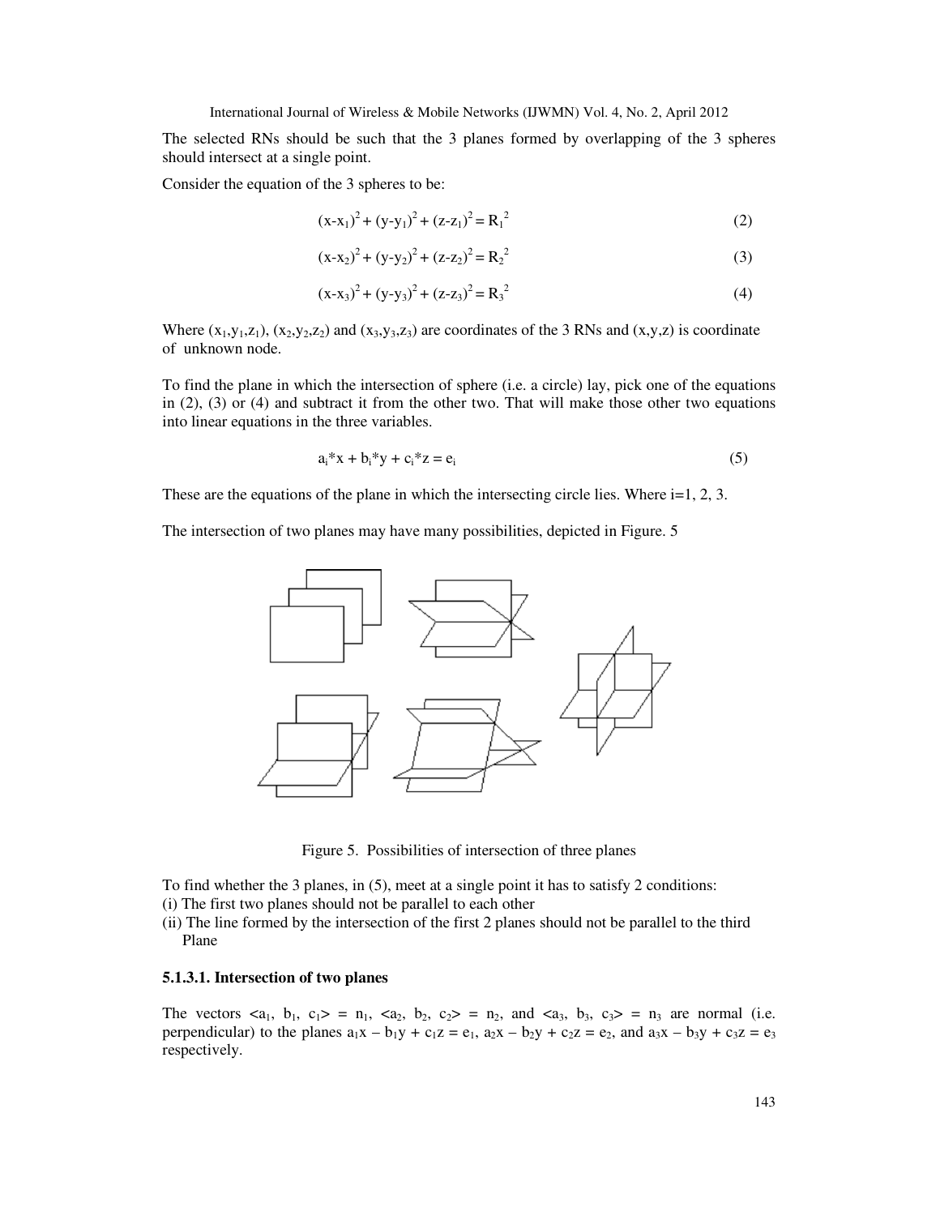The selected RNs should be such that the 3 planes formed by overlapping of the 3 spheres should intersect at a single point.

Consider the equation of the 3 spheres to be:

$$(x-x_1)^2 + (y-y_1)^2 + (z-z_1)^2 = R_1^2 \quad (2)$$

$$(x-x_2)^2 + (y-y_2)^2 + (z-z_2)^2 = R_2^2 \quad (3)$$

$$(x-x_3)^2 + (y-y_3)^2 + (z-z_3)^2 = R_3^2 \quad (4)$$

Where $(x_1,y_1,z_1)$, $(x_2,y_2,z_2)$ and $(x_3,y_3,z_3)$ are coordinates of the 3 RNs and $(x,y,z)$ is coordinate of unknown node.

To find the plane in which the intersection of sphere (i.e. a circle) lay, pick one of the equations in (2), (3) or (4) and subtract it from the other two. That will make those other two equations into linear equations in the three variables.

$$a_i*x + b_i*y + c_i*z = e_i \quad (5)$$

These are the equations of the plane in which the intersecting circle lies. Where i=1, 2, 3.

The intersection of two planes may have many possibilities, depicted in Figure. 5

Figure 5. Possibilities of intersection of three planes

To find whether the 3 planes, in (5), meet at a single point it has to satisfy 2 conditions:

(i) The first two planes should not be parallel to each other

(ii) The line formed by the intersection of the first 2 planes should not be parallel to the third Plane

#### 5.1.3.1. Intersection of two planes

The vectors $\langle a_1, b_1, c_1\rangle = n_1$, $\langle a_2, b_2, c_2\rangle = n_2$, and $\langle a_3, b_3, c_3\rangle = n_3$ are normal (i.e. perpendicular) to the planes $a_1x - b_1y + c_1z = e_1$, $a_2x - b_2y + c_2z = e_2$, and $a_3x - b_3y + c_3z = e_3$ respectively.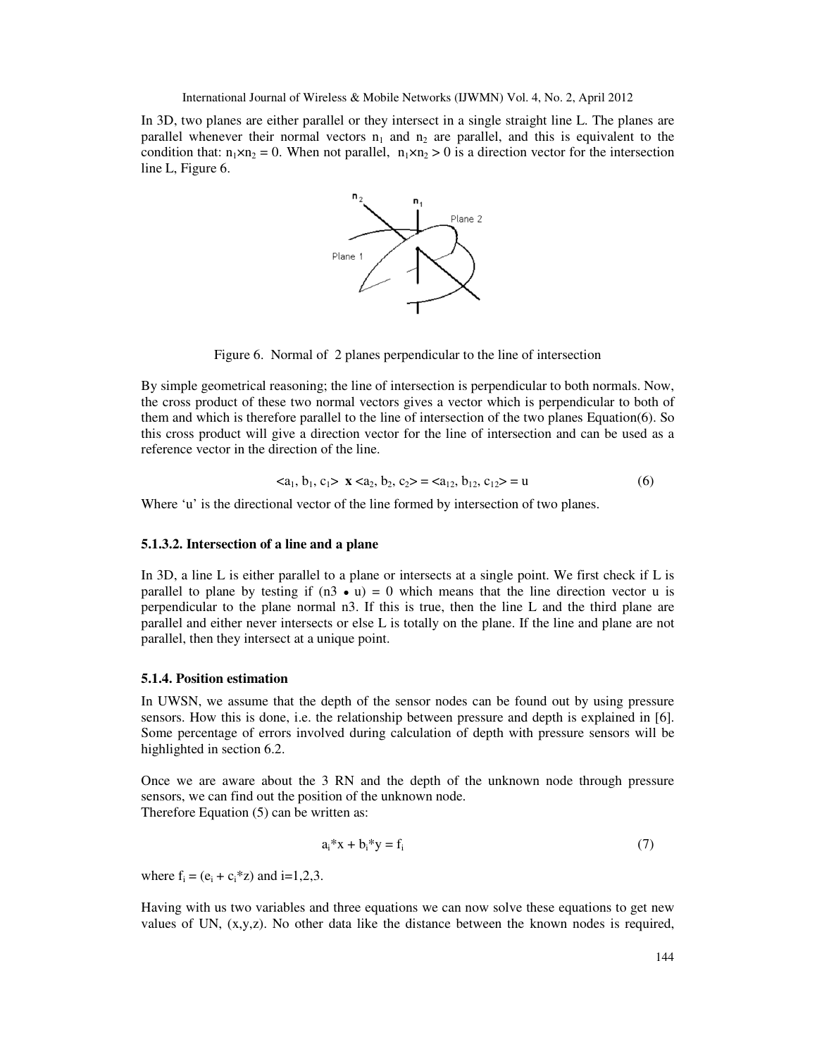In 3D, two planes are either parallel or they intersect in a single straight line L. The planes are parallel whenever their normal vectors $n_1$ and $n_2$ are parallel, and this is equivalent to the condition that: $n_1 \times n_2 = 0$. When not parallel, $n_1 \times n_2 > 0$ is a direction vector for the intersection line L, Figure 6.

Figure 6. Normal of 2 planes perpendicular to the line of intersection

By simple geometrical reasoning; the line of intersection is perpendicular to both normals. Now, the cross product of these two normal vectors gives a vector which is perpendicular to both of them and which is therefore parallel to the line of intersection of the two planes Equation(6). So this cross product will give a direction vector for the line of intersection and can be used as a reference vector in the direction of the line.

$$<a_1, b_1, c_1> \mathbf{x} <a_2, b_2, c_2> = <a_{12}, b_{12}, c_{12}> = u \tag{6}$$

Where 'u' is the directional vector of the line formed by intersection of two planes.

#### 5.1.3.2. Intersection of a line and a plane

In 3D, a line L is either parallel to a plane or intersects at a single point. We first check if L is parallel to plane by testing if $(n3 \bullet u) = 0$ which means that the line direction vector u is perpendicular to the plane normal n3. If this is true, then the line L and the third plane are parallel and either never intersects or else L is totally on the plane. If the line and plane are not parallel, then they intersect at a unique point.

### 5.1.4. Position estimation

In UWSN, we assume that the depth of the sensor nodes can be found out by using pressure sensors. How this is done, i.e. the relationship between pressure and depth is explained in [6]. Some percentage of errors involved during calculation of depth with pressure sensors will be highlighted in section 6.2.

Once we are aware about the 3 RN and the depth of the unknown node through pressure sensors, we can find out the position of the unknown node.
Therefore Equation (5) can be written as:

$$a_i*x + b_i*y = f_i \tag{7}$$

where $f_i = (e_i + c_i*z)$ and i=1,2,3.

Having with us two variables and three equations we can now solve these equations to get new values of UN, (x,y,z). No other data like the distance between the known nodes is required,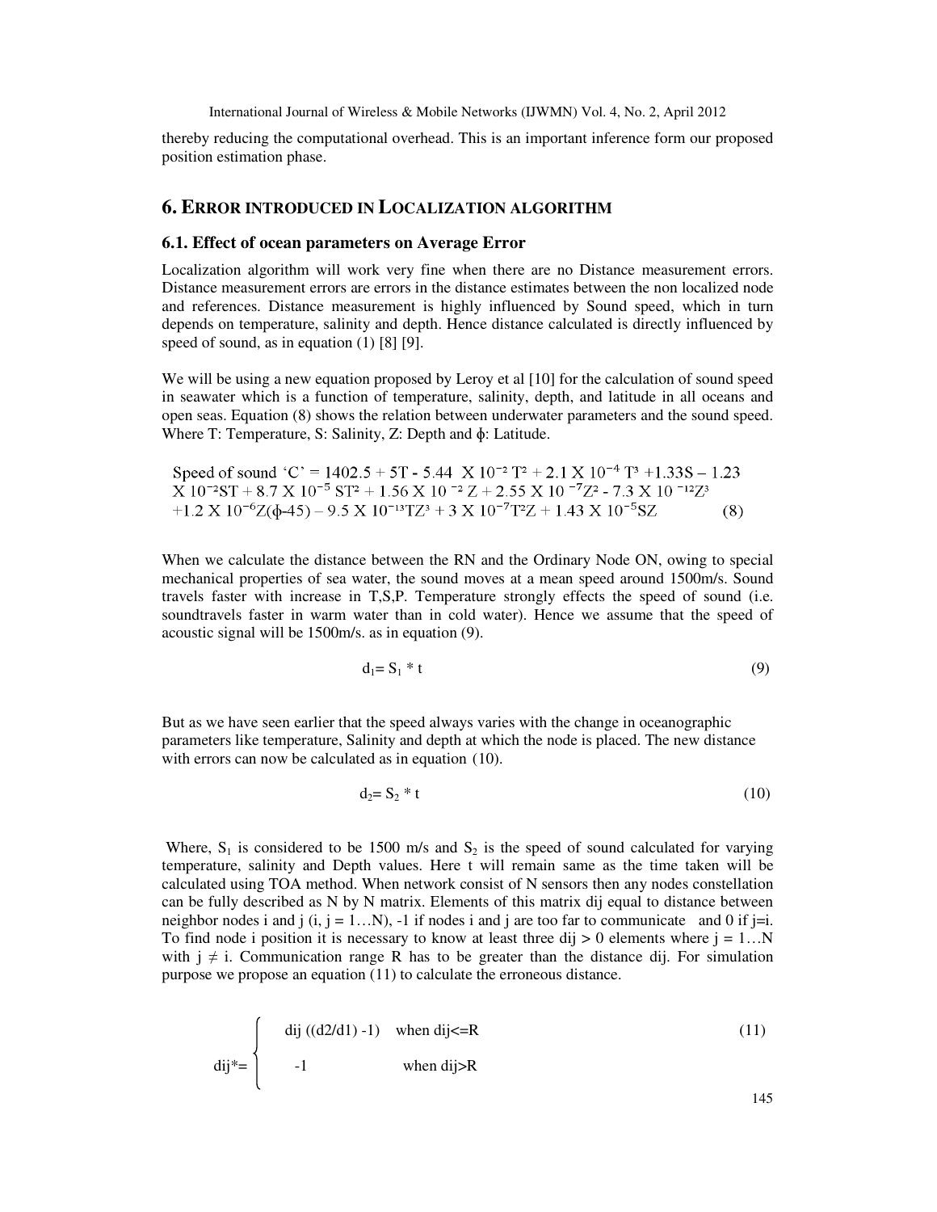thereby reducing the computational overhead. This is an important inference form our proposed position estimation phase.

## 6. Error introduced in Localization algorithm

### 6.1. Effect of ocean parameters on Average Error

Localization algorithm will work very fine when there are no Distance measurement errors. Distance measurement errors are errors in the distance estimates between the non localized node and references. Distance measurement is highly influenced by Sound speed, which in turn depends on temperature, salinity and depth. Hence distance calculated is directly influenced by speed of sound, as in equation (1) [8] [9].

We will be using a new equation proposed by Leroy et al [10] for the calculation of sound speed in seawater which is a function of temperature, salinity, depth, and latitude in all oceans and open seas. Equation (8) shows the relation between underwater parameters and the sound speed. Where T: Temperature, S: Salinity, Z: Depth and ϕ: Latitude.

$$\text{Speed of sound 'C'} = 1402.5 + 5T - 5.44 \times 10^{-2} T^2 + 2.1 \times 10^{-4} T^3 + 1.33S - 1.23 \times 10^{-2} ST + 8.7 \times 10^{-5} ST^2 + 1.56 \times 10^{-2} Z + 2.55 \times 10^{-7} Z^2 - 7.3 \times 10^{-12} Z^3 + 1.2 \times 10^{-6} Z(\phi - 45) - 9.5 \times 10^{-13} TZ^3 + 3 \times 10^{-7} T^2 Z + 1.43 \times 10^{-5} SZ \quad (8)$$

When we calculate the distance between the RN and the Ordinary Node ON, owing to special mechanical properties of sea water, the sound moves at a mean speed around 1500m/s. Sound travels faster with increase in T,S,P. Temperature strongly effects the speed of sound (i.e. soundtravels faster in warm water than in cold water). Hence we assume that the speed of acoustic signal will be 1500m/s. as in equation (9).

$$d_1 = S_1 * t \quad (9)$$

But as we have seen earlier that the speed always varies with the change in oceanographic parameters like temperature, Salinity and depth at which the node is placed. The new distance with errors can now be calculated as in equation (10).

$$d_2 = S_2 * t \quad (10)$$

Where, $S_1$ is considered to be 1500 m/s and $S_2$ is the speed of sound calculated for varying temperature, salinity and Depth values. Here t will remain same as the time taken will be calculated using TOA method. When network consist of N sensors then any nodes constellation can be fully described as N by N matrix. Elements of this matrix dij equal to distance between neighbor nodes i and j (i, j = 1…N), -1 if nodes i and j are too far to communicate and 0 if j=i. To find node i position it is necessary to know at least three dij > 0 elements where j = 1…N with j ≠ i. Communication range R has to be greater than the distance dij. For simulation purpose we propose an equation (11) to calculate the erroneous distance.

$$dij^* = \begin{cases} dij\left(\left(d2/d1\right) - 1\right) & \text{when } dij \le R \\ -1 & \text{when } dij > R \end{cases} \quad (11)$$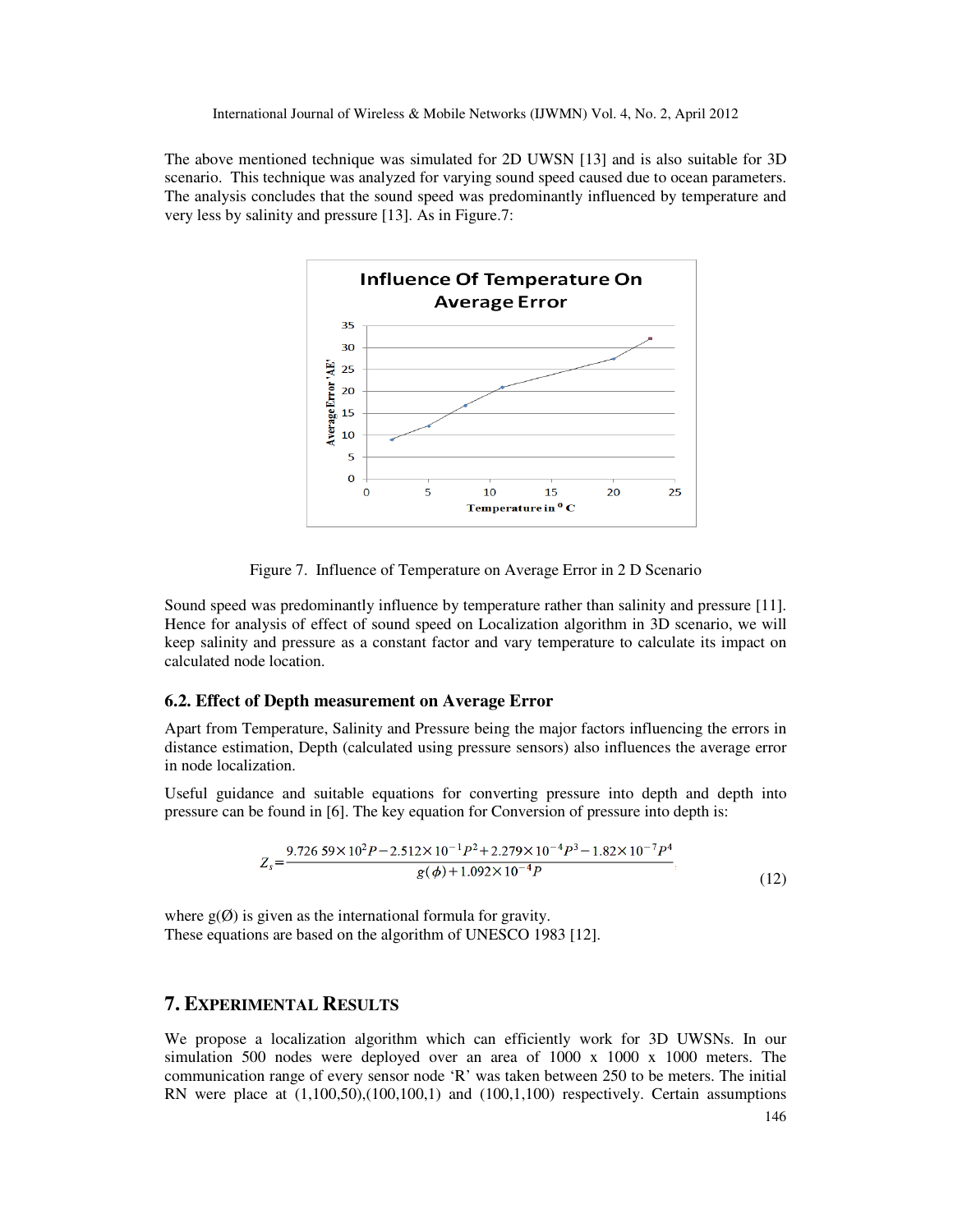The above mentioned technique was simulated for 2D UWSN [13] and is also suitable for 3D scenario. This technique was analyzed for varying sound speed caused due to ocean parameters. The analysis concludes that the sound speed was predominantly influenced by temperature and very less by salinity and pressure [13]. As in Figure.7:

Figure 7. Influence of Temperature on Average Error in 2 D Scenario

Sound speed was predominantly influence by temperature rather than salinity and pressure [11]. Hence for analysis of effect of sound speed on Localization algorithm in 3D scenario, we will keep salinity and pressure as a constant factor and vary temperature to calculate its impact on calculated node location.

### 6.2. Effect of Depth measurement on Average Error

Apart from Temperature, Salinity and Pressure being the major factors influencing the errors in distance estimation, Depth (calculated using pressure sensors) also influences the average error in node localization.

Useful guidance and suitable equations for converting pressure into depth and depth into pressure can be found in [6]. The key equation for Conversion of pressure into depth is:

$$Z_s = \frac{9.726\,59 \times 10^{2} P - 2.512 \times 10^{-1} P^{2} + 2.279 \times 10^{-4} P^{3} - 1.82 \times 10^{-7} P^{4}}{g(\phi) + 1.092 \times 10^{-4} P} \tag{12}$$

where g(Ø) is given as the international formula for gravity.
These equations are based on the algorithm of UNESCO 1983 [12].

## 7. Experimental Results

We propose a localization algorithm which can efficiently work for 3D UWSNs. In our simulation 500 nodes were deployed over an area of 1000 x 1000 x 1000 meters. The communication range of every sensor node 'R' was taken between 250 to be meters. The initial RN were place at (1,100,50),(100,100,1) and (100,1,100) respectively. Certain assumptions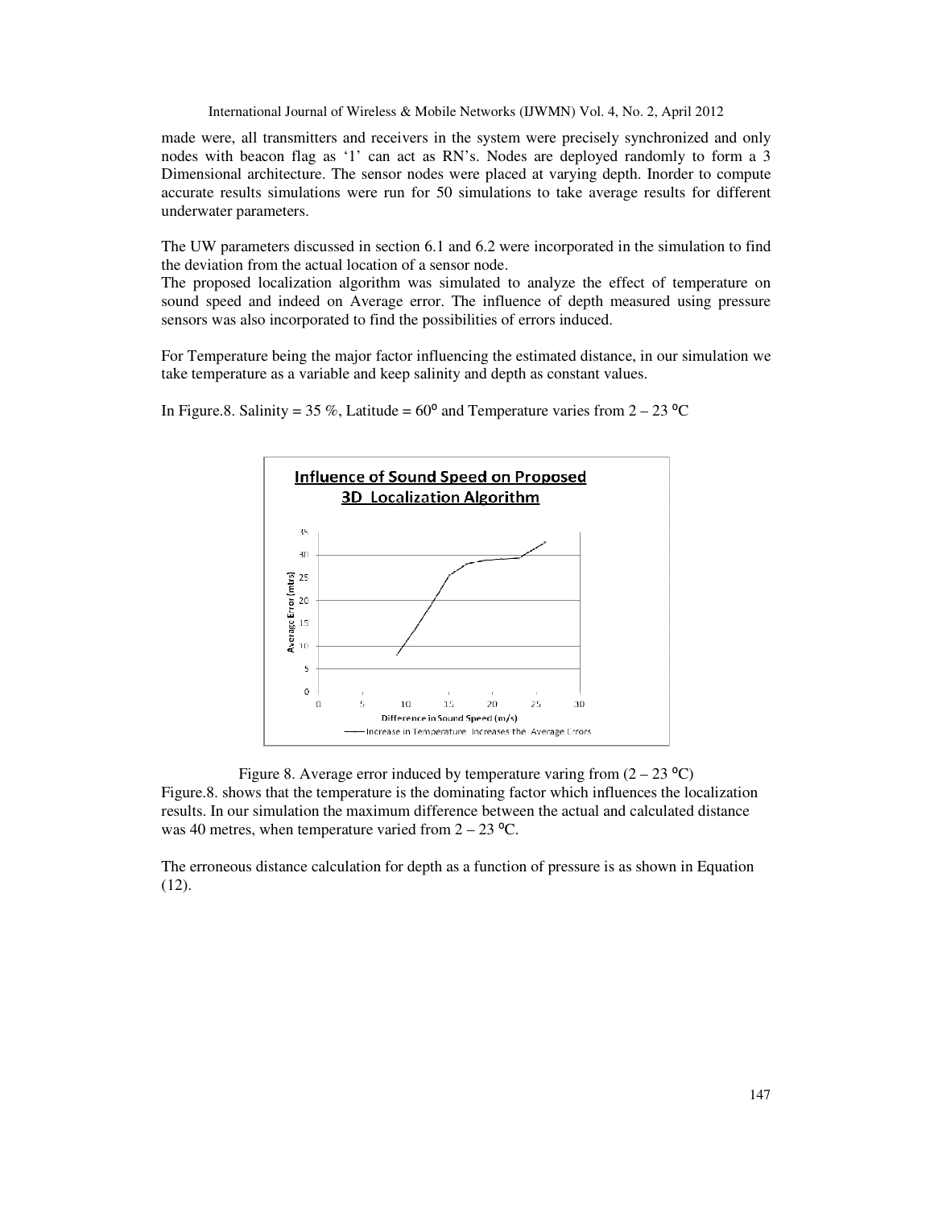made were, all transmitters and receivers in the system were precisely synchronized and only nodes with beacon flag as '1' can act as RN's. Nodes are deployed randomly to form a 3 Dimensional architecture. The sensor nodes were placed at varying depth. Inorder to compute accurate results simulations were run for 50 simulations to take average results for different underwater parameters.

The UW parameters discussed in section 6.1 and 6.2 were incorporated in the simulation to find the deviation from the actual location of a sensor node.

The proposed localization algorithm was simulated to analyze the effect of temperature on sound speed and indeed on Average error. The influence of depth measured using pressure sensors was also incorporated to find the possibilities of errors induced.

For Temperature being the major factor influencing the estimated distance, in our simulation we take temperature as a variable and keep salinity and depth as constant values.

In Figure.8. Salinity = 35 %, Latitude = 60$^{o}$ and Temperature varies from 2 – 23 $^{o}$C

Figure 8. Average error induced by temperature varing from (2 – 23 $^{o}$C)

Figure.8. shows that the temperature is the dominating factor which influences the localization results. In our simulation the maximum difference between the actual and calculated distance was 40 metres, when temperature varied from 2 – 23 $^{o}$C.

The erroneous distance calculation for depth as a function of pressure is as shown in Equation (12).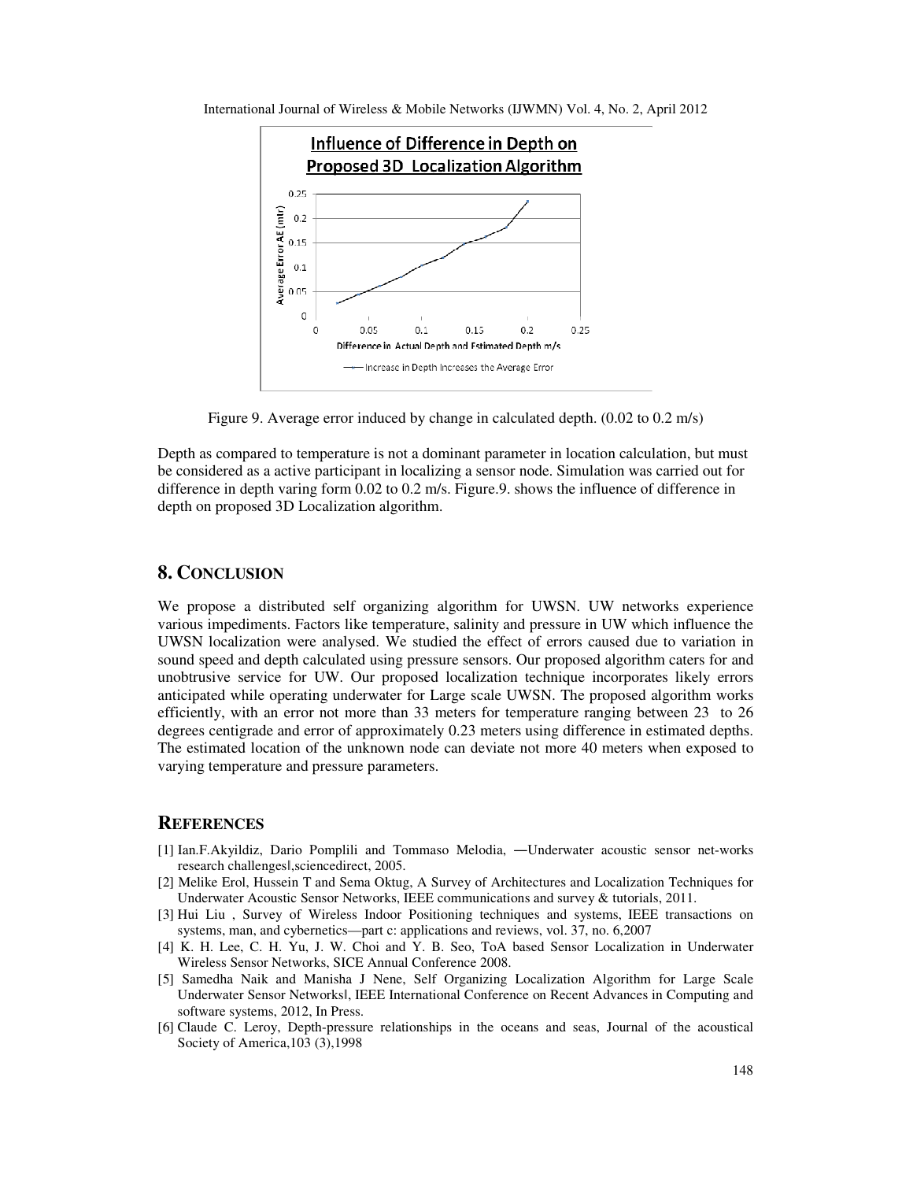Figure 9. Average error induced by change in calculated depth. (0.02 to 0.2 m/s)

Depth as compared to temperature is not a dominant parameter in location calculation, but must be considered as a active participant in localizing a sensor node. Simulation was carried out for difference in depth varing form 0.02 to 0.2 m/s. Figure.9. shows the influence of difference in depth on proposed 3D Localization algorithm.

## 8. CONCLUSION

We propose a distributed self organizing algorithm for UWSN. UW networks experience various impediments. Factors like temperature, salinity and pressure in UW which influence the UWSN localization were analysed. We studied the effect of errors caused due to variation in sound speed and depth calculated using pressure sensors. Our proposed algorithm caters for and unobtrusive service for UW. Our proposed localization technique incorporates likely errors anticipated while operating underwater for Large scale UWSN. The proposed algorithm works efficiently, with an error not more than 33 meters for temperature ranging between 23 to 26 degrees centigrade and error of approximately 0.23 meters using difference in estimated depths. The estimated location of the unknown node can deviate not more 40 meters when exposed to varying temperature and pressure parameters.

## REFERENCES

[1] Ian.F.Akyildiz, Dario Pomplili and Tommaso Melodia, ―Underwater acoustic sensor net-works research challenges‖,sciencedirect, 2005.

[2] Melike Erol, Hussein T and Sema Oktug, A Survey of Architectures and Localization Techniques for Underwater Acoustic Sensor Networks, IEEE communications and survey & tutorials, 2011.

[3] Hui Liu , Survey of Wireless Indoor Positioning techniques and systems, IEEE transactions on systems, man, and cybernetics—part c: applications and reviews, vol. 37, no. 6,2007

[4] K. H. Lee, C. H. Yu, J. W. Choi and Y. B. Seo, ToA based Sensor Localization in Underwater Wireless Sensor Networks, SICE Annual Conference 2008.

[5] Samedha Naik and Manisha J Nene, Self Organizing Localization Algorithm for Large Scale Underwater Sensor Networks‖, IEEE International Conference on Recent Advances in Computing and software systems, 2012, In Press.

[6] Claude C. Leroy, Depth-pressure relationships in the oceans and seas, Journal of the acoustical Society of America,103 (3),1998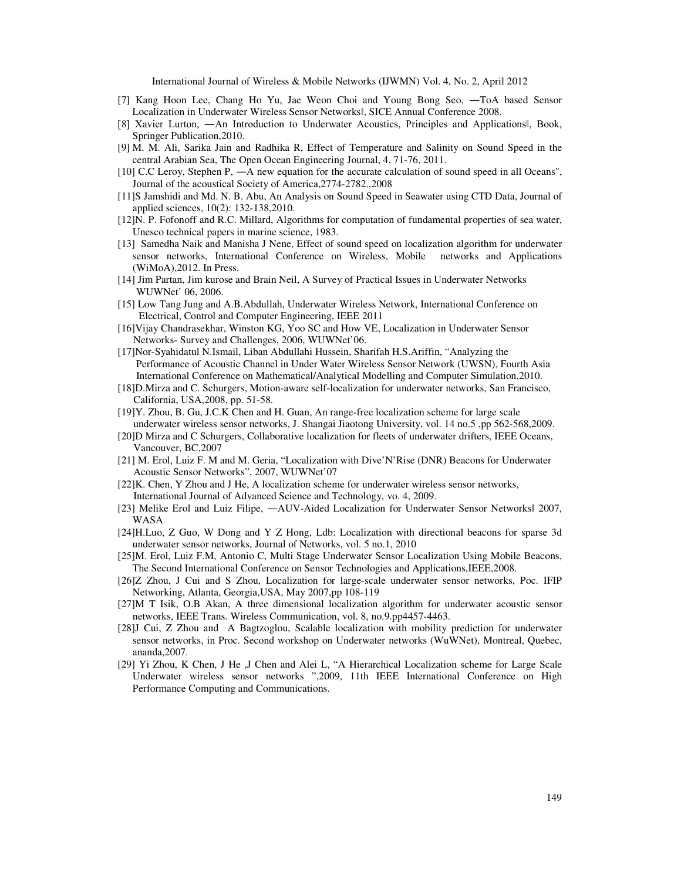[7] Kang Hoon Lee, Chang Ho Yu, Jae Weon Choi and Young Bong Seo, ―ToA based Sensor Localization in Underwater Wireless Sensor Networks‖, SICE Annual Conference 2008.

[8] Xavier Lurton, ―An Introduction to Underwater Acoustics, Principles and Applications‖, Book, Springer Publication,2010.

[9] M. M. Ali, Sarika Jain and Radhika R, Effect of Temperature and Salinity on Sound Speed in the central Arabian Sea, The Open Ocean Engineering Journal, 4, 71-76, 2011.

[10] C.C Leroy, Stephen P, ―A new equation for the accurate calculation of sound speed in all Oceans", Journal of the acoustical Society of America,2774-2782.,2008

[11]S Jamshidi and Md. N. B. Abu, An Analysis on Sound Speed in Seawater using CTD Data, Journal of applied sciences, 10(2): 132-138,2010.

[12]N. P. Fofonoff and R.C. Millard, Algorithms for computation of fundamental properties of sea water, Unesco technical papers in marine science, 1983.

[13] Samedha Naik and Manisha J Nene, Effect of sound speed on localization algorithm for underwater sensor networks, International Conference on Wireless, Mobile networks and Applications (WiMoA),2012. In Press.

[14] Jim Partan, Jim kurose and Brain Neil, A Survey of Practical Issues in Underwater Networks WUWNet' 06, 2006.

[15] Low Tang Jung and A.B.Abdullah, Underwater Wireless Network, International Conference on Electrical, Control and Computer Engineering, IEEE 2011

[16]Vijay Chandrasekhar, Winston KG, Yoo SC and How VE, Localization in Underwater Sensor Networks- Survey and Challenges, 2006, WUWNet'06.

[17]Nor-Syahidatul N.Ismail, Liban Abdullahi Hussein, Sharifah H.S.Ariffin, "Analyzing the Performance of Acoustic Channel in Under Water Wireless Sensor Network (UWSN), Fourth Asia International Conference on Mathematical/Analytical Modelling and Computer Simulation,2010.

[18]D.Mirza and C. Schurgers, Motion-aware self-localization for underwater networks, San Francisco, California, USA,2008, pp. 51-58.

[19]Y. Zhou, B. Gu, J.C.K Chen and H. Guan, An range-free localization scheme for large scale underwater wireless sensor networks, J. Shangai Jiaotong University, vol. 14 no.5 ,pp 562-568,2009.

[20]D Mirza and C Schurgers, Collaborative localization for fleets of underwater drifters, IEEE Oceans, Vancouver, BC,2007

[21] M. Erol, Luiz F. M and M. Geria, "Localization with Dive'N'Rise (DNR) Beacons for Underwater Acoustic Sensor Networks", 2007, WUWNet'07

[22]K. Chen, Y Zhou and J He, A localization scheme for underwater wireless sensor networks, International Journal of Advanced Science and Technology, vo. 4, 2009.

[23] Melike Erol and Luiz Filipe, ―AUV-Aided Localization for Underwater Sensor Networks‖ 2007, WASA

[24]H.Luo, Z Guo, W Dong and Y Z Hong, Ldb: Localization with directional beacons for sparse 3d underwater sensor networks, Journal of Networks, vol. 5 no.1, 2010

[25]M. Erol, Luiz F.M, Antonio C, Multi Stage Underwater Sensor Localization Using Mobile Beacons, The Second International Conference on Sensor Technologies and Applications,IEEE,2008.

[26]Z Zhou, J Cui and S Zhou, Localization for large-scale underwater sensor networks, Poc. IFIP Networking, Atlanta, Georgia,USA, May 2007,pp 108-119

[27]M T Isik, O.B Akan, A three dimensional localization algorithm for underwater acoustic sensor networks, IEEE Trans. Wireless Communication, vol. 8, no.9.pp4457-4463.

[28]J Cui, Z Zhou and A Bagtzoglou, Scalable localization with mobility prediction for underwater sensor networks, in Proc. Second workshop on Underwater networks (WuWNet), Montreal, Quebec, ananda,2007.

[29] Yi Zhou, K Chen, J He ,J Chen and Alei L, "A Hierarchical Localization scheme for Large Scale Underwater wireless sensor networks ",2009, 11th IEEE International Conference on High Performance Computing and Communications.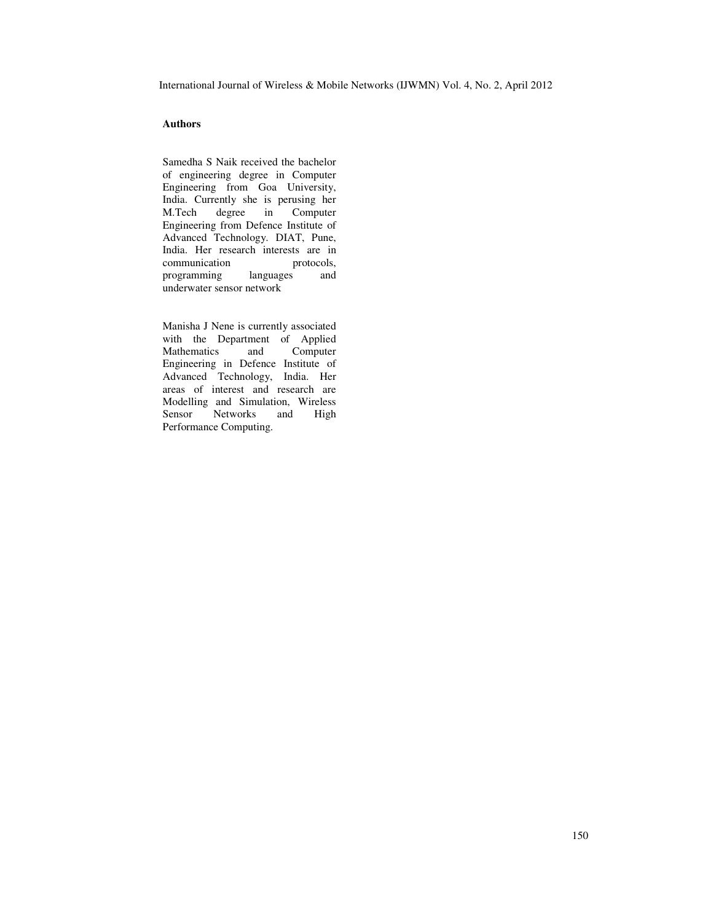**Authors**

Samedha S Naik received the bachelor of engineering degree in Computer Engineering from Goa University, India. Currently she is perusing her M.Tech degree in Computer Engineering from Defence Institute of Advanced Technology. DIAT, Pune, India. Her research interests are in communication protocols, programming languages and underwater sensor network

Manisha J Nene is currently associated with the Department of Applied Mathematics and Computer Engineering in Defence Institute of Advanced Technology, India. Her areas of interest and research are Modelling and Simulation, Wireless Sensor Networks and High Performance Computing.